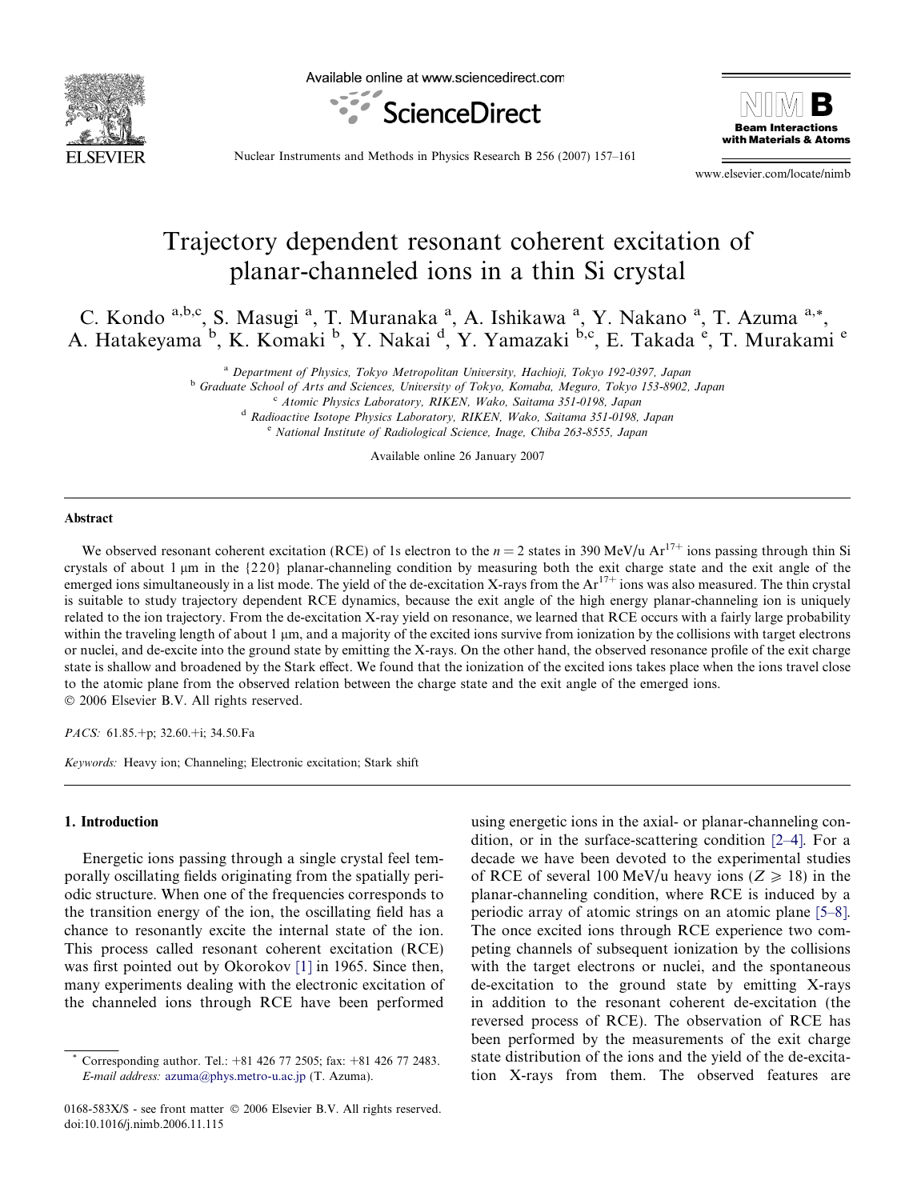# Trajectory dependent resonant coherent excitation of planar-channeled ions in a thin Si crystal

C. Kondo [a,b,c], S. Masugi [a], T. Muranaka [a], A. Ishikawa [a], Y. Nakano [a], T. Azuma [a,*], A. Hatakeyama [b], K. Komaki [b], Y. Nakai [d], Y. Yamazaki [b,c], E. Takada [e], T. Murakami [e]

[a] Department of Physics, Tokyo Metropolitan University, Hachioji, Tokyo 192-0397, Japan

[b] Graduate School of Arts and Sciences, University of Tokyo, Komaba, Meguro, Tokyo 153-8902, Japan

[c] Atomic Physics Laboratory, RIKEN, Wako, Saitama 351-0198, Japan

[d] Radioactive Isotope Physics Laboratory, RIKEN, Wako, Saitama 351-0198, Japan

[e] National Institute of Radiological Science, Inage, Chiba 263-8555, Japan

Available online 26 January 2007

## Abstract

We observed resonant coherent excitation (RCE) of 1s electron to the $n = 2$ states in 390 MeV/u $Ar^{17+}$ ions passing through thin Si crystals of about 1 μm in the {220} planar-channeling condition by measuring both the exit charge state and the exit angle of the emerged ions simultaneously in a list mode. The yield of the de-excitation X-rays from the $Ar^{17+}$ ions was also measured. The thin crystal is suitable to study trajectory dependent RCE dynamics, because the exit angle of the high energy planar-channeling ion is uniquely related to the ion trajectory. From the de-excitation X-ray yield on resonance, we learned that RCE occurs with a fairly large probability within the traveling length of about 1 μm, and a majority of the excited ions survive from ionization by the collisions with target electrons or nuclei, and de-excite into the ground state by emitting the X-rays. On the other hand, the observed resonance profile of the exit charge state is shallow and broadened by the Stark effect. We found that the ionization of the excited ions takes place when the ions travel close to the atomic plane from the observed relation between the charge state and the exit angle of the emerged ions.

© 2006 Elsevier B.V. All rights reserved.

*PACS:* 61.85.+p; 32.60.+i; 34.50.Fa

*Keywords:* Heavy ion; Channeling; Electronic excitation; Stark shift

## 1. Introduction

Energetic ions passing through a single crystal feel temporally oscillating fields originating from the spatially periodic structure. When one of the frequencies corresponds to the transition energy of the ion, the oscillating field has a chance to resonantly excite the internal state of the ion. This process called resonant coherent excitation (RCE) was first pointed out by Okorokov [1] in 1965. Since then, many experiments dealing with the electronic excitation of the channeled ions through RCE have been performed using energetic ions in the axial- or planar-channeling condition, or in the surface-scattering condition [2–4]. For a decade we have been devoted to the experimental studies of RCE of several 100 MeV/u heavy ions ($Z \geqslant 18$) in the planar-channeling condition, where RCE is induced by a periodic array of atomic strings on an atomic plane [5–8]. The once excited ions through RCE experience two competing channels of subsequent ionization by the collisions with the target electrons or nuclei, and the spontaneous de-excitation to the ground state by emitting X-rays in addition to the resonant coherent de-excitation (the reversed process of RCE). The observation of RCE has been performed by the measurements of the exit charge state distribution of the ions and the yield of the de-excitation X-rays from them. The observed features are

\* Corresponding author. Tel.: +81 426 77 2505; fax: +81 426 77 2483. *E-mail address:* azuma@phys.metro-u.ac.jp (T. Azuma).

0168-583X/$ - see front matter © 2006 Elsevier B.V. All rights reserved.
doi:10.1016/j.nimb.2006.11.115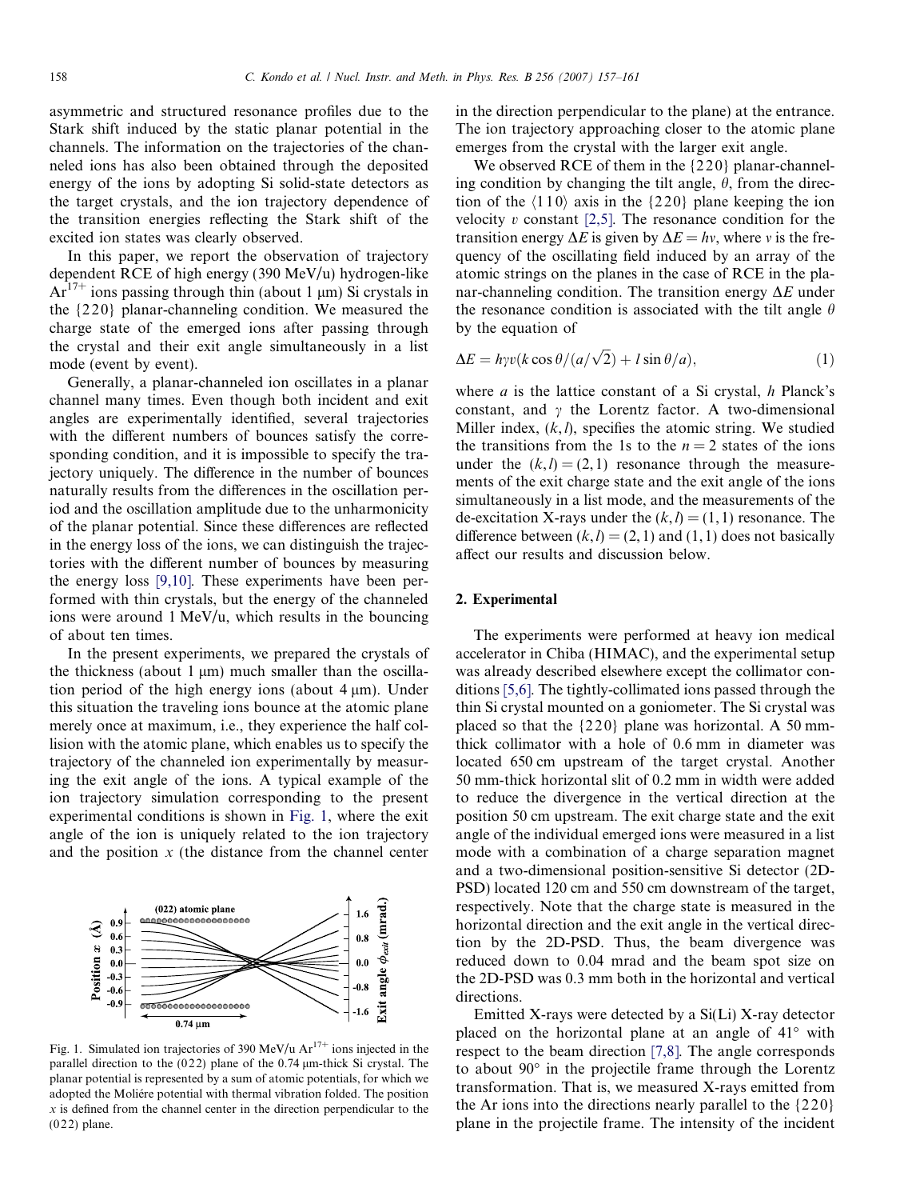asymmetric and structured resonance profiles due to the Stark shift induced by the static planar potential in the channels. The information on the trajectories of the channeled ions has also been obtained through the deposited energy of the ions by adopting Si solid-state detectors as the target crystals, and the ion trajectory dependence of the transition energies reflecting the Stark shift of the excited ion states was clearly observed.

In this paper, we report the observation of trajectory dependent RCE of high energy (390 MeV/u) hydrogen-like $Ar^{17+}$ ions passing through thin (about 1 μm) Si crystals in the {220} planar-channeling condition. We measured the charge state of the emerged ions after passing through the crystal and their exit angle simultaneously in a list mode (event by event).

Generally, a planar-channeled ion oscillates in a planar channel many times. Even though both incident and exit angles are experimentally identified, several trajectories with the different numbers of bounces satisfy the corresponding condition, and it is impossible to specify the trajectory uniquely. The difference in the number of bounces naturally results from the differences in the oscillation period and the oscillation amplitude due to the unharmonicity of the planar potential. Since these differences are reflected in the energy loss of the ions, we can distinguish the trajectories with the different number of bounces by measuring the energy loss [9,10]. These experiments have been performed with thin crystals, but the energy of the channeled ions were around 1 MeV/u, which results in the bouncing of about ten times.

In the present experiments, we prepared the crystals of the thickness (about 1 μm) much smaller than the oscillation period of the high energy ions (about 4 μm). Under this situation the traveling ions bounce at the atomic plane merely once at maximum, i.e., they experience the half collision with the atomic plane, which enables us to specify the trajectory of the channeled ion experimentally by measuring the exit angle of the ions. A typical example of the ion trajectory simulation corresponding to the present experimental conditions is shown in Fig. 1, where the exit angle of the ion is uniquely related to the ion trajectory and the position $x$ (the distance from the channel center in the direction perpendicular to the plane) at the entrance. The ion trajectory approaching closer to the atomic plane emerges from the crystal with the larger exit angle.

Fig. 1. Simulated ion trajectories of 390 MeV/u $Ar^{17+}$ ions injected in the parallel direction to the (022) plane of the 0.74 μm-thick Si crystal. The planar potential is represented by a sum of atomic potentials, for which we adopted the Moliére potential with thermal vibration folded. The position $x$ is defined from the channel center in the direction perpendicular to the (022) plane.

We observed RCE of them in the {220} planar-channeling condition by changing the tilt angle, $\theta$, from the direction of the ⟨110⟩ axis in the {220} plane keeping the ion velocity $v$ constant [2,5]. The resonance condition for the transition energy $\Delta E$ is given by $\Delta E = h\nu$, where $\nu$ is the frequency of the oscillating field induced by an array of the atomic strings on the planes in the case of RCE in the planar-channeling condition. The transition energy $\Delta E$ under the resonance condition is associated with the tilt angle $\theta$ by the equation of

$$\Delta E = h\gamma v(k\cos\theta/(a/\sqrt{2}) + l\sin\theta/a), \tag{1}$$

where $a$ is the lattice constant of a Si crystal, $h$ Planck's constant, and $\gamma$ the Lorentz factor. A two-dimensional Miller index, $(k, l)$, specifies the atomic string. We studied the transitions from the 1s to the $n = 2$ states of the ions under the $(k, l) = (2, 1)$ resonance through the measurements of the exit charge state and the exit angle of the ions simultaneously in a list mode, and the measurements of the de-excitation X-rays under the $(k, l) = (1, 1)$ resonance. The difference between $(k, l) = (2, 1)$ and $(1, 1)$ does not basically affect our results and discussion below.

## 2. Experimental

The experiments were performed at heavy ion medical accelerator in Chiba (HIMAC), and the experimental setup was already described elsewhere except the collimator conditions [5,6]. The tightly-collimated ions passed through the thin Si crystal mounted on a goniometer. The Si crystal was placed so that the {220} plane was horizontal. A 50 mm-thick collimator with a hole of 0.6 mm in diameter was located 650 cm upstream of the target crystal. Another 50 mm-thick horizontal slit of 0.2 mm in width were added to reduce the divergence in the vertical direction at the position 50 cm upstream. The exit charge state and the exit angle of the individual emerged ions were measured in a list mode with a combination of a charge separation magnet and a two-dimensional position-sensitive Si detector (2D-PSD) located 120 cm and 550 cm downstream of the target, respectively. Note that the charge state is measured in the horizontal direction and the exit angle in the vertical direction by the 2D-PSD. Thus, the beam divergence was reduced down to 0.04 mrad and the beam spot size on the 2D-PSD was 0.3 mm both in the horizontal and vertical directions.

Emitted X-rays were detected by a Si(Li) X-ray detector placed on the horizontal plane at an angle of 41° with respect to the beam direction [7,8]. The angle corresponds to about 90° in the projectile frame through the Lorentz transformation. That is, we measured X-rays emitted from the Ar ions into the directions nearly parallel to the {220} plane in the projectile frame. The intensity of the incident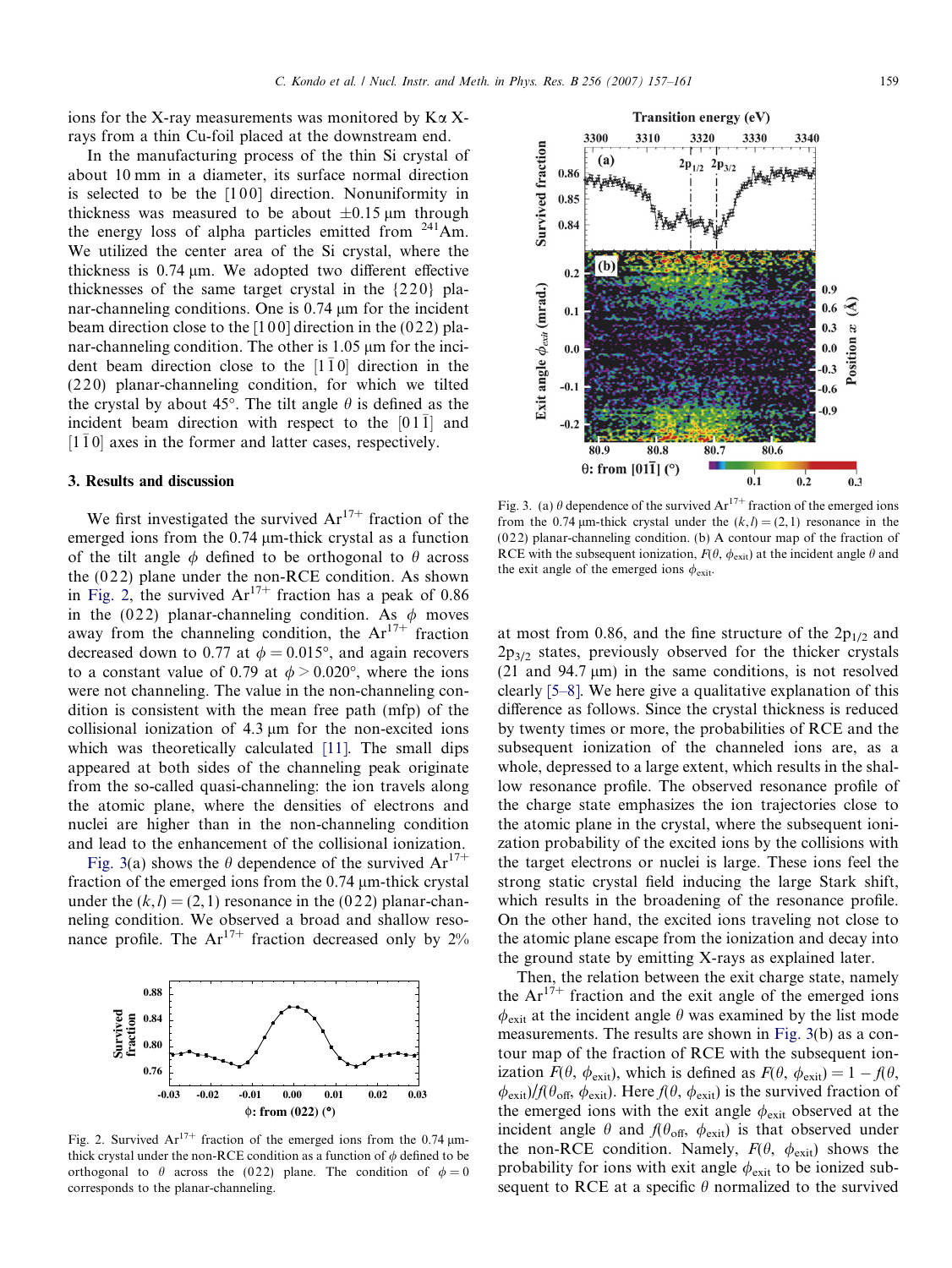ions for the X-ray measurements was monitored by Kα X-rays from a thin Cu-foil placed at the downstream end.

In the manufacturing process of the thin Si crystal of about 10 mm in a diameter, its surface normal direction is selected to be the [1 0 0] direction. Nonuniformity in thickness was measured to be about ±0.15 μm through the energy loss of alpha particles emitted from $^{241}$Am. We utilized the center area of the Si crystal, where the thickness is 0.74 μm. We adopted two different effective thicknesses of the same target crystal in the {2 2 0} planar-channeling conditions. One is 0.74 μm for the incident beam direction close to the [1 0 0] direction in the (0 2 2) planar-channeling condition. The other is 1.05 μm for the incident beam direction close to the $[1\bar{1}0]$ direction in the (2 2 0) planar-channeling condition, for which we tilted the crystal by about 45°. The tilt angle $\theta$ is defined as the incident beam direction with respect to the $[01\bar{1}]$ and $[1\bar{1}0]$ axes in the former and latter cases, respectively.

## 3. Results and discussion

We first investigated the survived $Ar^{17+}$ fraction of the emerged ions from the 0.74 μm-thick crystal as a function of the tilt angle $\phi$ defined to be orthogonal to $\theta$ across the (0 2 2) plane under the non-RCE condition. As shown in Fig. 2, the survived $Ar^{17+}$ fraction has a peak of 0.86 in the (0 2 2) planar-channeling condition. As $\phi$ moves away from the channeling condition, the $Ar^{17+}$ fraction decreased down to 0.77 at $\phi = 0.015°$, and again recovers to a constant value of 0.79 at $\phi > 0.020°$, where the ions were not channeling. The value in the non-channeling condition is consistent with the mean free path (mfp) of the collisional ionization of 4.3 μm for the non-excited ions which was theoretically calculated [11]. The small dips appeared at both sides of the channeling peak originate from the so-called quasi-channeling: the ion travels along the atomic plane, where the densities of electrons and nuclei are higher than in the non-channeling condition and lead to the enhancement of the collisional ionization.

Fig. 3(a) shows the $\theta$ dependence of the survived $Ar^{17+}$ fraction of the emerged ions from the 0.74 μm-thick crystal under the $(k, l) = (2, 1)$ resonance in the (0 2 2) planar-channeling condition. We observed a broad and shallow resonance profile. The $Ar^{17+}$ fraction decreased only by 2% at most from 0.86, and the fine structure of the $2p_{1/2}$ and $2p_{3/2}$ states, previously observed for the thicker crystals (21 and 94.7 μm) in the same conditions, is not resolved clearly [5–8]. We here give a qualitative explanation of this difference as follows. Since the crystal thickness is reduced by twenty times or more, the probabilities of RCE and the subsequent ionization of the channeled ions are, as a whole, depressed to a large extent, which results in the shallow resonance profile. The observed resonance profile of the charge state emphasizes the ion trajectories close to the atomic plane in the crystal, where the subsequent ionization probability of the excited ions by the collisions with the target electrons or nuclei is large. These ions feel the strong static crystal field inducing the large Stark shift, which results in the broadening of the resonance profile. On the other hand, the excited ions traveling not close to the atomic plane escape from the ionization and decay into the ground state by emitting X-rays as explained later.

Fig. 2. Survived $Ar^{17+}$ fraction of the emerged ions from the 0.74 μm-thick crystal under the non-RCE condition as a function of $\phi$ defined to be orthogonal to $\theta$ across the (0 2 2) plane. The condition of $\phi = 0$ corresponds to the planar-channeling.

Fig. 3. (a) $\theta$ dependence of the survived $Ar^{17+}$ fraction of the emerged ions from the 0.74 μm-thick crystal under the $(k, l) = (2, 1)$ resonance in the (0 2 2) planar-channeling condition. (b) A contour map of the fraction of RCE with the subsequent ionization, $F(\theta, \phi_{exit})$ at the incident angle $\theta$ and the exit angle of the emerged ions $\phi_{exit}$.

Then, the relation between the exit charge state, namely the $Ar^{17+}$ fraction and the exit angle of the emerged ions $\phi_{exit}$ at the incident angle $\theta$ was examined by the list mode measurements. The results are shown in Fig. 3(b) as a contour map of the fraction of RCE with the subsequent ionization $F(\theta, \phi_{exit})$, which is defined as $F(\theta, \phi_{exit}) = 1 - f(\theta, \phi_{exit})/f(\theta_{off}, \phi_{exit})$. Here $f(\theta, \phi_{exit})$ is the survived fraction of the emerged ions with the exit angle $\phi_{exit}$ observed at the incident angle $\theta$ and $f(\theta_{off}, \phi_{exit})$ is that observed under the non-RCE condition. Namely, $F(\theta, \phi_{exit})$ shows the probability for ions with exit angle $\phi_{exit}$ to be ionized subsequent to RCE at a specific $\theta$ normalized to the survived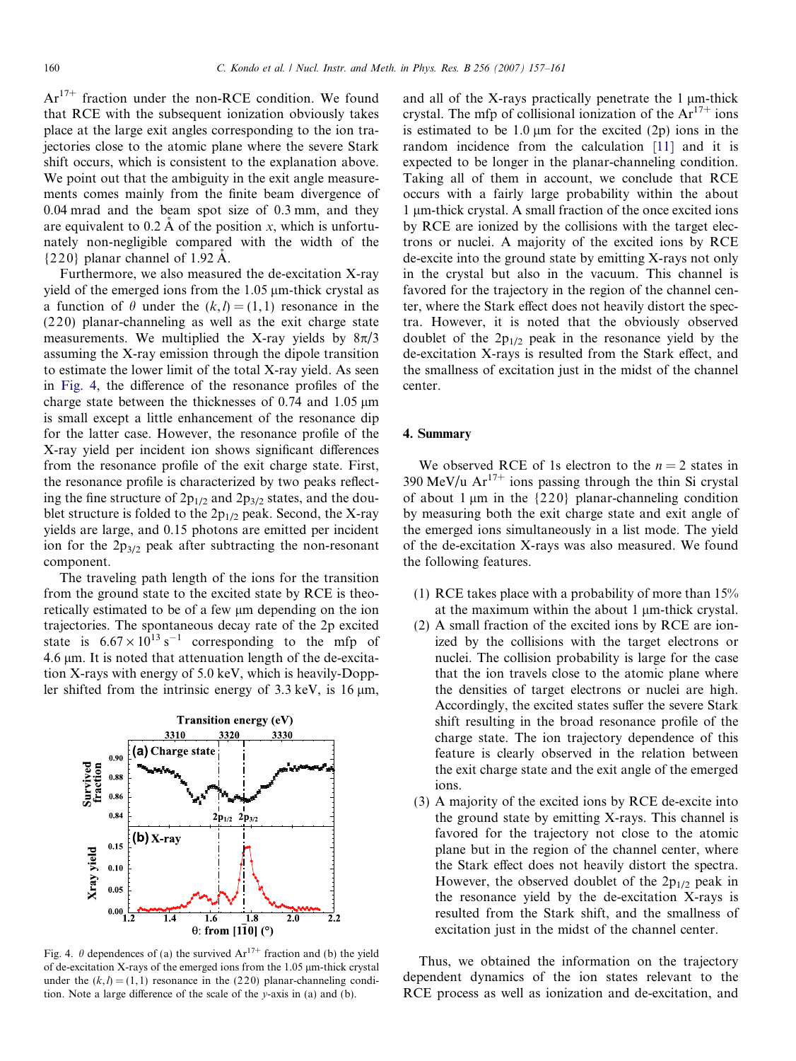$Ar^{17+}$ fraction under the non-RCE condition. We found that RCE with the subsequent ionization obviously takes place at the large exit angles corresponding to the ion trajectories close to the atomic plane where the severe Stark shift occurs, which is consistent to the explanation above. We point out that the ambiguity in the exit angle measurements comes mainly from the finite beam divergence of 0.04 mrad and the beam spot size of 0.3 mm, and they are equivalent to 0.2 Å of the position $x$, which is unfortunately non-negligible compared with the width of the {220} planar channel of 1.92 Å.

Furthermore, we also measured the de-excitation X-ray yield of the emerged ions from the 1.05 μm-thick crystal as a function of $\theta$ under the $(k,l) = (1,1)$ resonance in the (220) planar-channeling as well as the exit charge state measurements. We multiplied the X-ray yields by $8\pi/3$ assuming the X-ray emission through the dipole transition to estimate the lower limit of the total X-ray yield. As seen in Fig. 4, the difference of the resonance profiles of the charge state between the thicknesses of 0.74 and 1.05 μm is small except a little enhancement of the resonance dip for the latter case. However, the resonance profile of the X-ray yield per incident ion shows significant differences from the resonance profile of the exit charge state. First, the resonance profile is characterized by two peaks reflecting the fine structure of $2p_{1/2}$ and $2p_{3/2}$ states, and the doublet structure is folded to the $2p_{1/2}$ peak. Second, the X-ray yields are large, and 0.15 photons are emitted per incident ion for the $2p_{3/2}$ peak after subtracting the non-resonant component.

The traveling path length of the ions for the transition from the ground state to the excited state by RCE is theoretically estimated to be of a few μm depending on the ion trajectories. The spontaneous decay rate of the 2p excited state is $6.67 \times 10^{13}\ s^{-1}$ corresponding to the mfp of 4.6 μm. It is noted that attenuation length of the de-excitation X-rays with energy of 5.0 keV, which is heavily-Doppler shifted from the intrinsic energy of 3.3 keV, is 16 μm, and all of the X-rays practically penetrate the 1 μm-thick crystal. The mfp of collisional ionization of the $Ar^{17+}$ ions is estimated to be 1.0 μm for the excited (2p) ions in the random incidence from the calculation [11] and it is expected to be longer in the planar-channeling condition. Taking all of them in account, we conclude that RCE occurs with a fairly large probability within the about 1 μm-thick crystal. A small fraction of the once excited ions by RCE are ionized by the collisions with the target electrons or nuclei. A majority of the excited ions by RCE de-excite into the ground state by emitting X-rays not only in the crystal but also in the vacuum. This channel is favored for the trajectory in the region of the channel center, where the Stark effect does not heavily distort the spectra. However, it is noted that the obviously observed doublet of the $2p_{1/2}$ peak in the resonance yield by the de-excitation X-rays is resulted from the Stark effect, and the smallness of excitation just in the midst of the channel center.

Fig. 4. $\theta$ dependences of (a) the survived $Ar^{17+}$ fraction and (b) the yield of de-excitation X-rays of the emerged ions from the 1.05 μm-thick crystal under the $(k,l) = (1,1)$ resonance in the (220) planar-channeling condition. Note a large difference of the scale of the y-axis in (a) and (b).

## 4. Summary

We observed RCE of 1s electron to the $n = 2$ states in 390 MeV/u $Ar^{17+}$ ions passing through the thin Si crystal of about 1 μm in the {220} planar-channeling condition by measuring both the exit charge state and exit angle of the emerged ions simultaneously in a list mode. The yield of the de-excitation X-rays was also measured. We found the following features.

1. RCE takes place with a probability of more than 15% at the maximum within the about 1 μm-thick crystal.
2. A small fraction of the excited ions by RCE are ionized by the collisions with the target electrons or nuclei. The collision probability is large for the case that the ion travels close to the atomic plane where the densities of target electrons or nuclei are high. Accordingly, the excited states suffer the severe Stark shift resulting in the broad resonance profile of the charge state. The ion trajectory dependence of this feature is clearly observed in the relation between the exit charge state and the exit angle of the emerged ions.
3. A majority of the excited ions by RCE de-excite into the ground state by emitting X-rays. This channel is favored for the trajectory not close to the atomic plane but in the region of the channel center, where the Stark effect does not heavily distort the spectra. However, the observed doublet of the $2p_{1/2}$ peak in the resonance yield by the de-excitation X-rays is resulted from the Stark shift, and the smallness of excitation just in the midst of the channel center.

Thus, we obtained the information on the trajectory dependent dynamics of the ion states relevant to the RCE process as well as ionization and de-excitation, and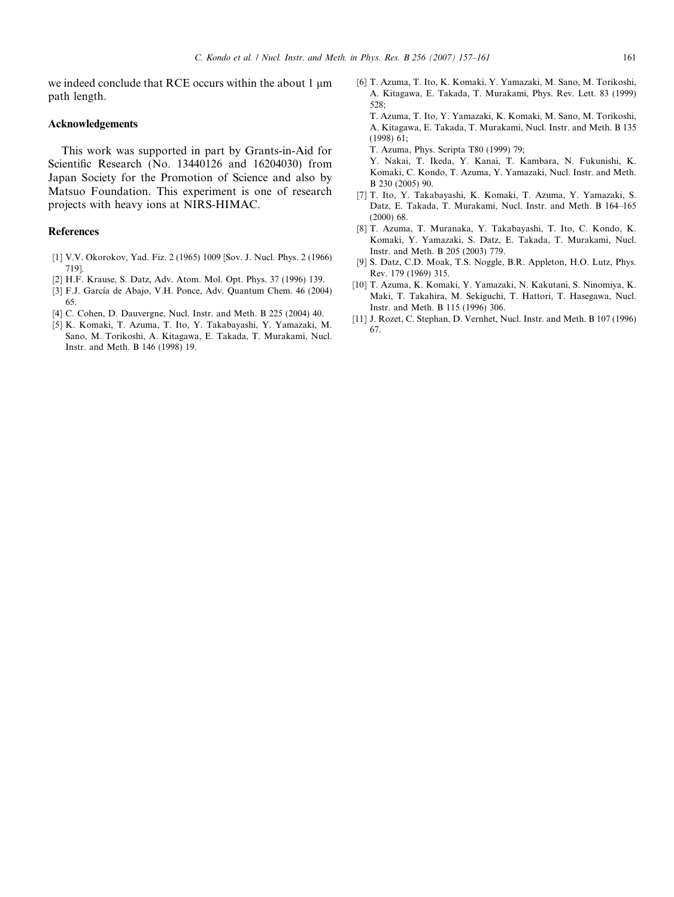we indeed conclude that RCE occurs within the about 1 μm path length.

### Acknowledgements

This work was supported in part by Grants-in-Aid for Scientific Research (No. 13440126 and 16204030) from Japan Society for the Promotion of Science and also by Matsuo Foundation. This experiment is one of research projects with heavy ions at NIRS-HIMAC.

### References

[1] V.V. Okorokov, Yad. Fiz. 2 (1965) 1009 [Sov. J. Nucl. Phys. 2 (1966) 719].

[2] H.F. Krause, S. Datz, Adv. Atom. Mol. Opt. Phys. 37 (1996) 139.

[3] F.J. García de Abajo, V.H. Ponce, Adv. Quantum Chem. 46 (2004) 65.

[4] C. Cohen, D. Dauvergne, Nucl. Instr. and Meth. B 225 (2004) 40.

[5] K. Komaki, T. Azuma, T. Ito, Y. Takabayashi, Y. Yamazaki, M. Sano, M. Torikoshi, A. Kitagawa, E. Takada, T. Murakami, Nucl. Instr. and Meth. B 146 (1998) 19.

[6] T. Azuma, T. Ito, K. Komaki, Y. Yamazaki, M. Sano, M. Torikoshi, A. Kitagawa, E. Takada, T. Murakami, Phys. Rev. Lett. 83 (1999) 528;
T. Azuma, T. Ito, Y. Yamazaki, K. Komaki, M. Sano, M. Torikoshi, A. Kitagawa, E. Takada, T. Murakami, Nucl. Instr. and Meth. B 135 (1998) 61;
T. Azuma, Phys. Scripta T80 (1999) 79;
Y. Nakai, T. Ikeda, Y. Kanai, T. Kambara, N. Fukunishi, K. Komaki, C. Kondo, T. Azuma, Y. Yamazaki, Nucl. Instr. and Meth. B 230 (2005) 90.

[7] T. Ito, Y. Takabayashi, K. Komaki, T. Azuma, Y. Yamazaki, S. Datz, E. Takada, T. Murakami, Nucl. Instr. and Meth. B 164–165 (2000) 68.

[8] T. Azuma, T. Muranaka, Y. Takabayashi, T. Ito, C. Kondo, K. Komaki, Y. Yamazaki, S. Datz, E. Takada, T. Murakami, Nucl. Instr. and Meth. B 205 (2003) 779.

[9] S. Datz, C.D. Moak, T.S. Noggle, B.R. Appleton, H.O. Lutz, Phys. Rev. 179 (1969) 315.

[10] T. Azuma, K. Komaki, Y. Yamazaki, N. Kakutani, S. Ninomiya, K. Maki, T. Takahira, M. Sekiguchi, T. Hattori, T. Hasegawa, Nucl. Instr. and Meth. B 115 (1996) 306.

[11] J. Rozet, C. Stephan, D. Vernhet, Nucl. Instr. and Meth. B 107 (1996) 67.